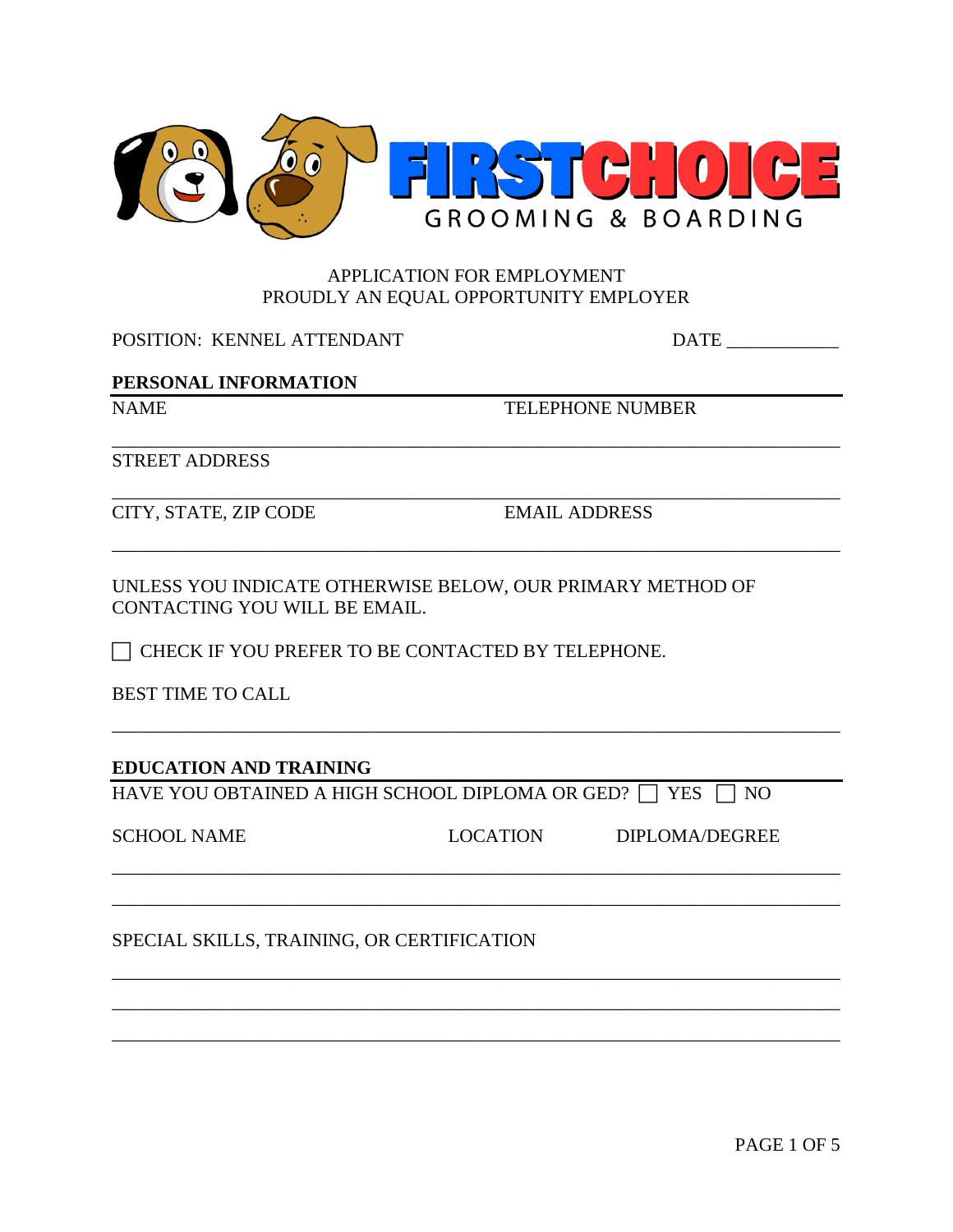FIRSTCHOICE

GROOMING & BOARDING

APPLICATION FOR EMPLOYMENT
PROUDLY AN EQUAL OPPORTUNITY EMPLOYER

POSITION: KENNEL ATTENDANT DATE ____________

## PERSONAL INFORMATION

NAME TELEPHONE NUMBER

___________________________________________________________________________

STREET ADDRESS

___________________________________________________________________________

CITY, STATE, ZIP CODE EMAIL ADDRESS

___________________________________________________________________________

UNLESS YOU INDICATE OTHERWISE BELOW, OUR PRIMARY METHOD OF CONTACTING YOU WILL BE EMAIL.

☐ CHECK IF YOU PREFER TO BE CONTACTED BY TELEPHONE.

BEST TIME TO CALL

___________________________________________________________________________

## EDUCATION AND TRAINING

HAVE YOU OBTAINED A HIGH SCHOOL DIPLOMA OR GED? ☐ YES ☐ NO

SCHOOL NAME LOCATION DIPLOMA/DEGREE

___________________________________________________________________________

___________________________________________________________________________

SPECIAL SKILLS, TRAINING, OR CERTIFICATION

___________________________________________________________________________

___________________________________________________________________________

___________________________________________________________________________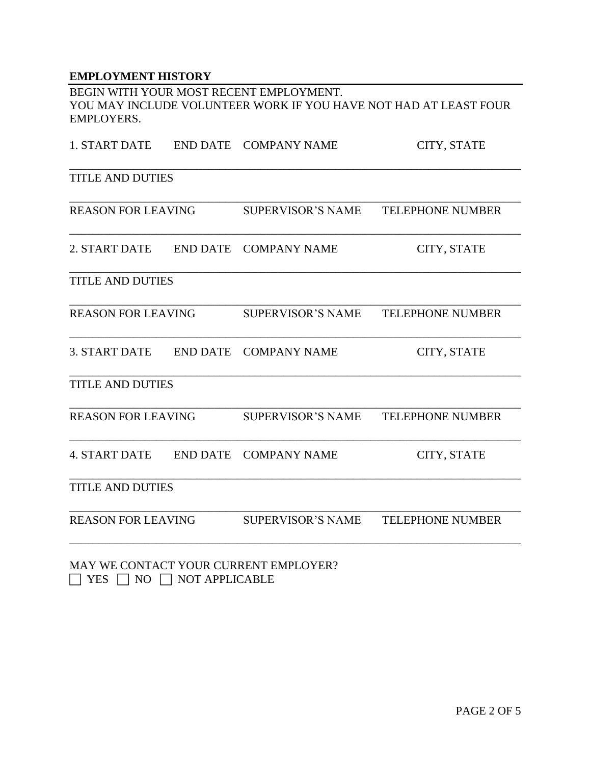## EMPLOYMENT HISTORY

BEGIN WITH YOUR MOST RECENT EMPLOYMENT.
YOU MAY INCLUDE VOLUNTEER WORK IF YOU HAVE NOT HAD AT LEAST FOUR EMPLOYERS.

1. START DATE      END DATE      COMPANY NAME      CITY, STATE

________________________________________________________________________

TITLE AND DUTIES

________________________________________________________________________

REASON FOR LEAVING      SUPERVISOR'S NAME      TELEPHONE NUMBER

________________________________________________________________________

2. START DATE      END DATE      COMPANY NAME      CITY, STATE

________________________________________________________________________

TITLE AND DUTIES

________________________________________________________________________

REASON FOR LEAVING      SUPERVISOR'S NAME      TELEPHONE NUMBER

________________________________________________________________________

3. START DATE      END DATE      COMPANY NAME      CITY, STATE

________________________________________________________________________

TITLE AND DUTIES

________________________________________________________________________

REASON FOR LEAVING      SUPERVISOR'S NAME      TELEPHONE NUMBER

________________________________________________________________________

4. START DATE      END DATE      COMPANY NAME      CITY, STATE

________________________________________________________________________

TITLE AND DUTIES

________________________________________________________________________

REASON FOR LEAVING      SUPERVISOR'S NAME      TELEPHONE NUMBER

________________________________________________________________________

MAY WE CONTACT YOUR CURRENT EMPLOYER?

☐ YES ☐ NO ☐ NOT APPLICABLE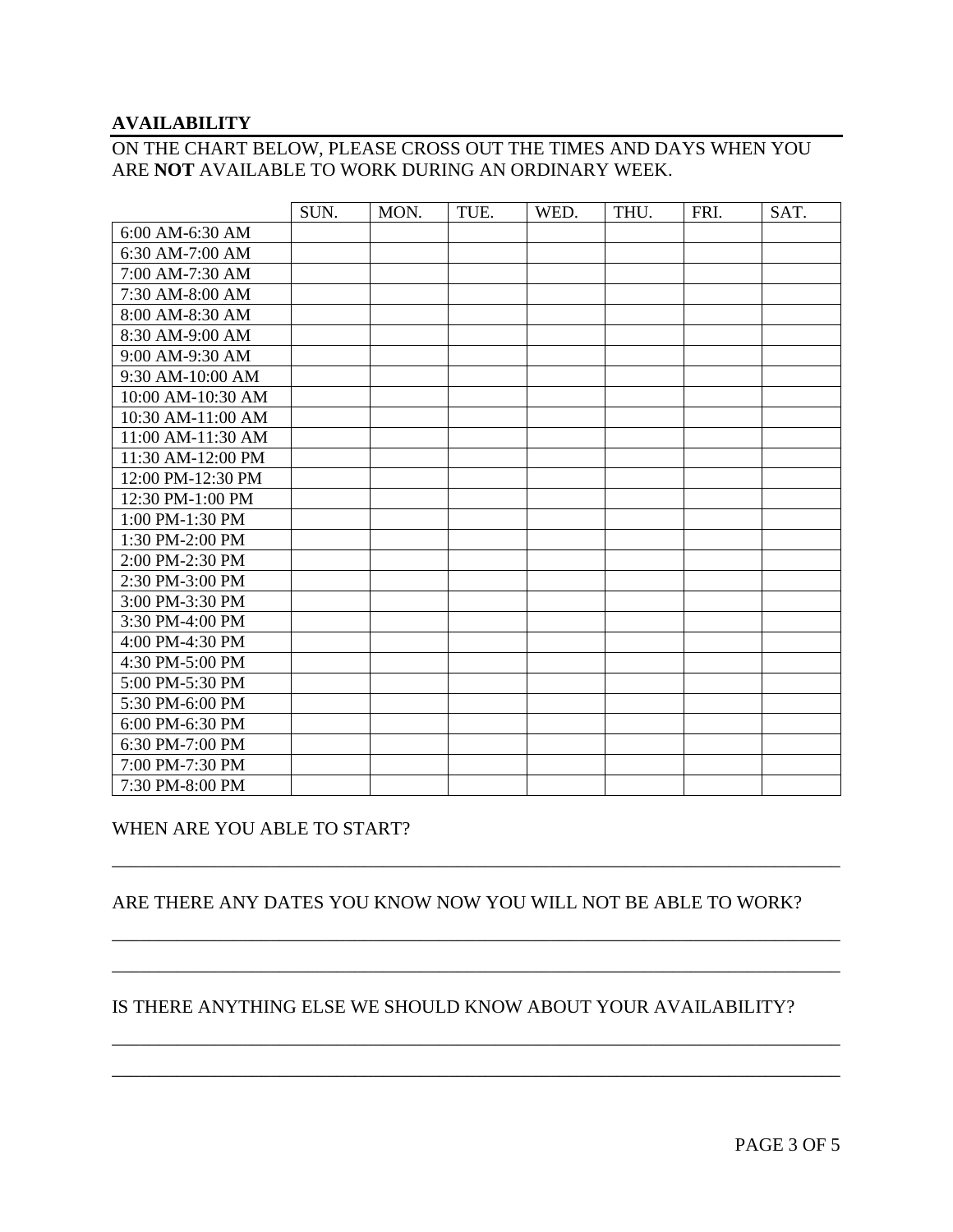## AVAILABILITY

ON THE CHART BELOW, PLEASE CROSS OUT THE TIMES AND DAYS WHEN YOU ARE **NOT** AVAILABLE TO WORK DURING AN ORDINARY WEEK.

| | SUN. | MON. | TUE. | WED. | THU. | FRI. | SAT. |
|---|---|---|---|---|---|---|---|
| 6:00 AM-6:30 AM | | | | | | | |
| 6:30 AM-7:00 AM | | | | | | | |
| 7:00 AM-7:30 AM | | | | | | | |
| 7:30 AM-8:00 AM | | | | | | | |
| 8:00 AM-8:30 AM | | | | | | | |
| 8:30 AM-9:00 AM | | | | | | | |
| 9:00 AM-9:30 AM | | | | | | | |
| 9:30 AM-10:00 AM | | | | | | | |
| 10:00 AM-10:30 AM | | | | | | | |
| 10:30 AM-11:00 AM | | | | | | | |
| 11:00 AM-11:30 AM | | | | | | | |
| 11:30 AM-12:00 PM | | | | | | | |
| 12:00 PM-12:30 PM | | | | | | | |
| 12:30 PM-1:00 PM | | | | | | | |
| 1:00 PM-1:30 PM | | | | | | | |
| 1:30 PM-2:00 PM | | | | | | | |
| 2:00 PM-2:30 PM | | | | | | | |
| 2:30 PM-3:00 PM | | | | | | | |
| 3:00 PM-3:30 PM | | | | | | | |
| 3:30 PM-4:00 PM | | | | | | | |
| 4:00 PM-4:30 PM | | | | | | | |
| 4:30 PM-5:00 PM | | | | | | | |
| 5:00 PM-5:30 PM | | | | | | | |
| 5:30 PM-6:00 PM | | | | | | | |
| 6:00 PM-6:30 PM | | | | | | | |
| 6:30 PM-7:00 PM | | | | | | | |
| 7:00 PM-7:30 PM | | | | | | | |
| 7:30 PM-8:00 PM | | | | | | | |

WHEN ARE YOU ABLE TO START?

______________________________________________________________________________

ARE THERE ANY DATES YOU KNOW NOW YOU WILL NOT BE ABLE TO WORK?

______________________________________________________________________________

______________________________________________________________________________

IS THERE ANYTHING ELSE WE SHOULD KNOW ABOUT YOUR AVAILABILITY?

______________________________________________________________________________

______________________________________________________________________________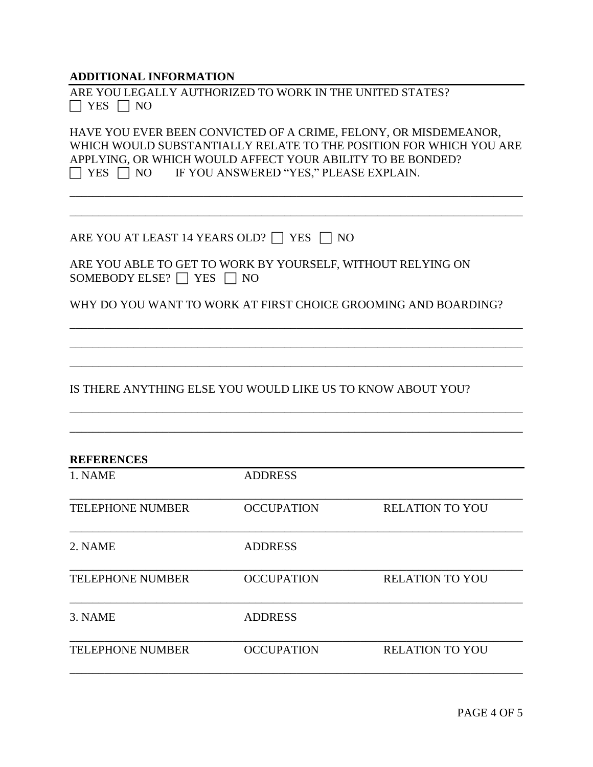## ADDITIONAL INFORMATION

ARE YOU LEGALLY AUTHORIZED TO WORK IN THE UNITED STATES?
☐ YES ☐ NO

HAVE YOU EVER BEEN CONVICTED OF A CRIME, FELONY, OR MISDEMEANOR, WHICH WOULD SUBSTANTIALLY RELATE TO THE POSITION FOR WHICH YOU ARE APPLYING, OR WHICH WOULD AFFECT YOUR ABILITY TO BE BONDED?
☐ YES ☐ NO IF YOU ANSWERED "YES," PLEASE EXPLAIN.

\_\_\_\_\_\_\_\_\_\_\_\_\_\_\_\_\_\_\_\_\_\_\_\_\_\_\_\_\_\_\_\_\_\_\_\_\_\_\_\_\_\_\_\_\_\_\_\_\_\_\_\_\_\_\_\_\_\_\_\_\_\_\_\_\_\_\_\_\_\_\_\_

\_\_\_\_\_\_\_\_\_\_\_\_\_\_\_\_\_\_\_\_\_\_\_\_\_\_\_\_\_\_\_\_\_\_\_\_\_\_\_\_\_\_\_\_\_\_\_\_\_\_\_\_\_\_\_\_\_\_\_\_\_\_\_\_\_\_\_\_\_\_\_\_

ARE YOU AT LEAST 14 YEARS OLD? ☐ YES ☐ NO

ARE YOU ABLE TO GET TO WORK BY YOURSELF, WITHOUT RELYING ON SOMEBODY ELSE? ☐ YES ☐ NO

WHY DO YOU WANT TO WORK AT FIRST CHOICE GROOMING AND BOARDING?

\_\_\_\_\_\_\_\_\_\_\_\_\_\_\_\_\_\_\_\_\_\_\_\_\_\_\_\_\_\_\_\_\_\_\_\_\_\_\_\_\_\_\_\_\_\_\_\_\_\_\_\_\_\_\_\_\_\_\_\_\_\_\_\_\_\_\_\_\_\_\_\_

\_\_\_\_\_\_\_\_\_\_\_\_\_\_\_\_\_\_\_\_\_\_\_\_\_\_\_\_\_\_\_\_\_\_\_\_\_\_\_\_\_\_\_\_\_\_\_\_\_\_\_\_\_\_\_\_\_\_\_\_\_\_\_\_\_\_\_\_\_\_\_\_

\_\_\_\_\_\_\_\_\_\_\_\_\_\_\_\_\_\_\_\_\_\_\_\_\_\_\_\_\_\_\_\_\_\_\_\_\_\_\_\_\_\_\_\_\_\_\_\_\_\_\_\_\_\_\_\_\_\_\_\_\_\_\_\_\_\_\_\_\_\_\_\_

IS THERE ANYTHING ELSE YOU WOULD LIKE US TO KNOW ABOUT YOU?

\_\_\_\_\_\_\_\_\_\_\_\_\_\_\_\_\_\_\_\_\_\_\_\_\_\_\_\_\_\_\_\_\_\_\_\_\_\_\_\_\_\_\_\_\_\_\_\_\_\_\_\_\_\_\_\_\_\_\_\_\_\_\_\_\_\_\_\_\_\_\_\_

\_\_\_\_\_\_\_\_\_\_\_\_\_\_\_\_\_\_\_\_\_\_\_\_\_\_\_\_\_\_\_\_\_\_\_\_\_\_\_\_\_\_\_\_\_\_\_\_\_\_\_\_\_\_\_\_\_\_\_\_\_\_\_\_\_\_\_\_\_\_\_\_

## REFERENCES

| 1. NAME | ADDRESS | |
|---|---|---|
| | | |
| TELEPHONE NUMBER | OCCUPATION | RELATION TO YOU |
| | | |
| 2. NAME | ADDRESS | |
| | | |
| TELEPHONE NUMBER | OCCUPATION | RELATION TO YOU |
| | | |
| 3. NAME | ADDRESS | |
| | | |
| TELEPHONE NUMBER | OCCUPATION | RELATION TO YOU |
| | | |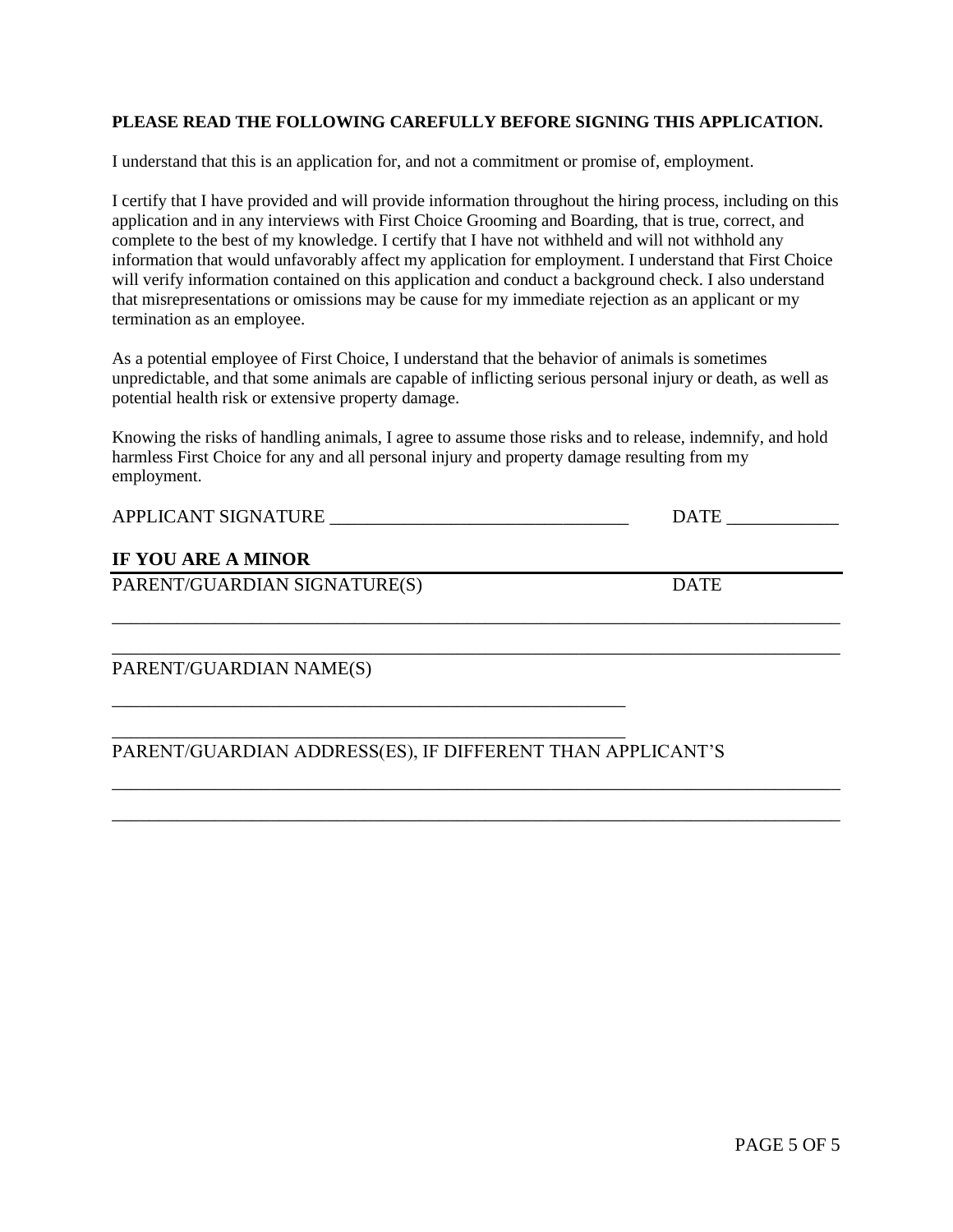**PLEASE READ THE FOLLOWING CAREFULLY BEFORE SIGNING THIS APPLICATION.**

I understand that this is an application for, and not a commitment or promise of, employment.

I certify that I have provided and will provide information throughout the hiring process, including on this application and in any interviews with First Choice Grooming and Boarding, that is true, correct, and complete to the best of my knowledge. I certify that I have not withheld and will not withhold any information that would unfavorably affect my application for employment. I understand that First Choice will verify information contained on this application and conduct a background check. I also understand that misrepresentations or omissions may be cause for my immediate rejection as an applicant or my termination as an employee.

As a potential employee of First Choice, I understand that the behavior of animals is sometimes unpredictable, and that some animals are capable of inflicting serious personal injury or death, as well as potential health risk or extensive property damage.

Knowing the risks of handling animals, I agree to assume those risks and to release, indemnify, and hold harmless First Choice for any and all personal injury and property damage resulting from my employment.

APPLICANT SIGNATURE ________________________________ DATE ____________

## IF YOU ARE A MINOR

PARENT/GUARDIAN SIGNATURE(S) DATE

_______________________________________________________________________________

_______________________________________________________________________________

PARENT/GUARDIAN NAME(S)

________________________________________________________

________________________________________________________

PARENT/GUARDIAN ADDRESS(ES), IF DIFFERENT THAN APPLICANT'S

_______________________________________________________________________________

_______________________________________________________________________________